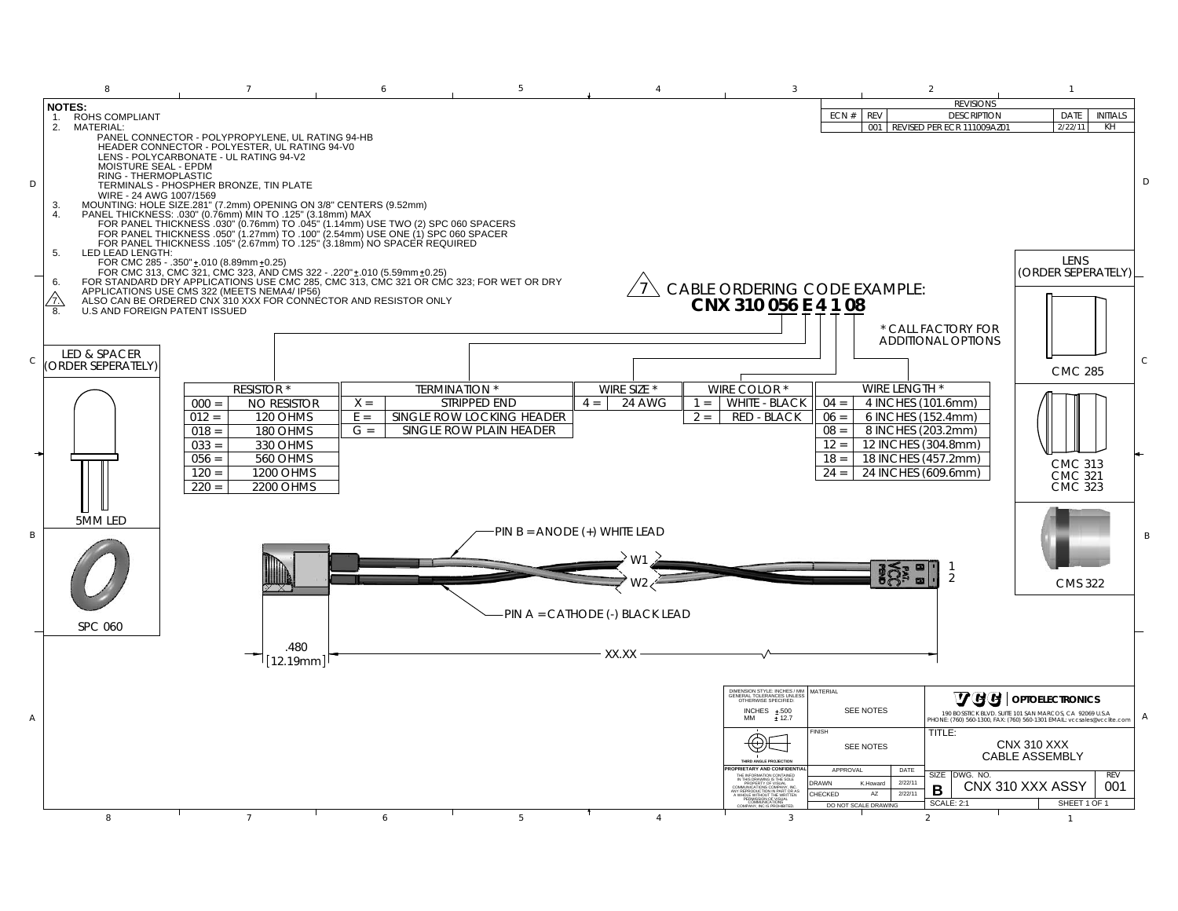**NOTES:**

1. ROHS COMPLIANT
2. MATERIAL:
   - PANEL CONNECTOR - POLYPROPYLENE, UL RATING 94-HB
   - HEADER CONNECTOR - POLYESTER, UL RATING 94-V0
   - LENS - POLYCARBONATE - UL RATING 94-V2
   - MOISTURE SEAL - EPDM
   - RING - THERMOPLASTIC
   - TERMINALS - PHOSPHER BRONZE, TIN PLATE
   - WIRE - 24 AWG 1007/1569
3. MOUNTING: HOLE SIZE.281" (7.2mm) OPENING ON 3/8" CENTERS (9.52mm)
4. PANEL THICKNESS: .030" (0.76mm) MIN TO .125" (3.18mm) MAX
   - FOR PANEL THICKNESS .030" (0.76mm) TO .045" (1.14mm) USE TWO (2) SPC 060 SPACERS
   - FOR PANEL THICKNESS .050" (1.27mm) TO .100" (2.54mm) USE ONE (1) SPC 060 SPACER
   - FOR PANEL THICKNESS .105" (2.67mm) TO .125" (3.18mm) NO SPACER REQUIRED
5. LED LEAD LENGTH:
   - FOR CMC 285 - .350"±.010 (8.89mm±0.25)
   - FOR CMC 313, CMC 321, CMC 323, AND CMS 322 - .220"±.010 (5.59mm±0.25)
6. FOR STANDARD DRY APPLICATIONS USE CMC 285, CMC 313, CMC 321 OR CMC 323; FOR WET OR DRY APPLICATIONS USE CMS 322 (MEETS NEMA4/ IP56)
7. ALSO CAN BE ORDERED CNX 310 XXX FOR CONNECTOR AND RESISTOR ONLY
8. U.S AND FOREIGN PATENT ISSUED

| REVISIONS | | | | |
|---|---|---|---|---|
| ECN # | REV | DESCRIPTION | DATE | INITIALS |
| | 001 | REVISED PER ECR 111009AZ01 | 2/22/11 | KH |

## 7 CABLE ORDERING CODE EXAMPLE:

**CNX 310 056 E 4 1 08**

* CALL FACTORY FOR ADDITIONAL OPTIONS

| RESISTOR * | |
|---|---|
| 000 = | NO RESISTOR |
| 012 = | 120 OHMS |
| 018 = | 180 OHMS |
| 033 = | 330 OHMS |
| 056 = | 560 OHMS |
| 120 = | 1200 OHMS |
| 220 = | 2200 OHMS |

| TERMINATION * | |
|---|---|
| X = | STRIPPED END |
| E = | SINGLE ROW LOCKING HEADER |
| G = | SINGLE ROW PLAIN HEADER |

| WIRE SIZE * | |
|---|---|
| 4 = | 24 AWG |

| WIRE COLOR * | |
|---|---|
| 1 = | WHITE - BLACK |
| 2 = | RED - BLACK |

| WIRE LENGTH * | |
|---|---|
| 04 = | 4 INCHES (101.6mm) |
| 06 = | 6 INCHES (152.4mm) |
| 08 = | 8 INCHES (203.2mm) |
| 12 = | 12 INCHES (304.8mm) |
| 18 = | 18 INCHES (457.2mm) |
| 24 = | 24 INCHES (609.6mm) |

LED & SPACER (ORDER SEPERATELY)

5MM LED

SPC 060

LENS (ORDER SEPERATELY)

CMC 285

CMC 313
CMC 321
CMC 323

CMS 322

PIN B = ANODE (+) WHITE LEAD

PIN A = CATHODE (-) BLACK LEAD

W1

W2

1

2

.480 [12.19mm]

XX.XX

DIMENSION STYLE: INCHES / MM
GENERAL TOLERANCES UNLESS OTHERWISE SPECIFIED:
INCHES ±.500
MM ±12.7

THIRD ANGLE PROJECTION

PROPRIETARY AND CONFIDENTIAL
THE INFORMATION CONTAINED IN THIS DRAWING IS THE SOLE PROPERTY OF VISUAL COMMUNICATIONS COMPANY, INC. ANY REPRODUCTION IN PART OR AS A WHOLE WITHOUT THE WRITTEN PERMISSION OF VISUAL COMMUNICATIONS COMPANY, INC IS PROHIBITED.

| MATERIAL | SEE NOTES | |
|---|---|---|
| FINISH | SEE NOTES | |
| APPROVAL | | DATE |
| DRAWN | K.Howard | 2/22/11 |
| CHECKED | AZ | 2/22/11 |

DO NOT SCALE DRAWING

**VCC | OPTOELECTRONICS**

190 BOSSTICK BLVD. SUITE 101 SAN MARCOS, CA 92069 U.S.A
PHONE: (760) 560-1300, FAX: (760) 560-1301 EMAIL: vccsales@vcclite.com

TITLE: CNX 310 XXX CABLE ASSEMBLY

| SIZE | DWG. NO. | REV |
|---|---|---|
| B | CNX 310 XXX ASSY | 001 |

SCALE: 2:1 — SHEET 1 OF 1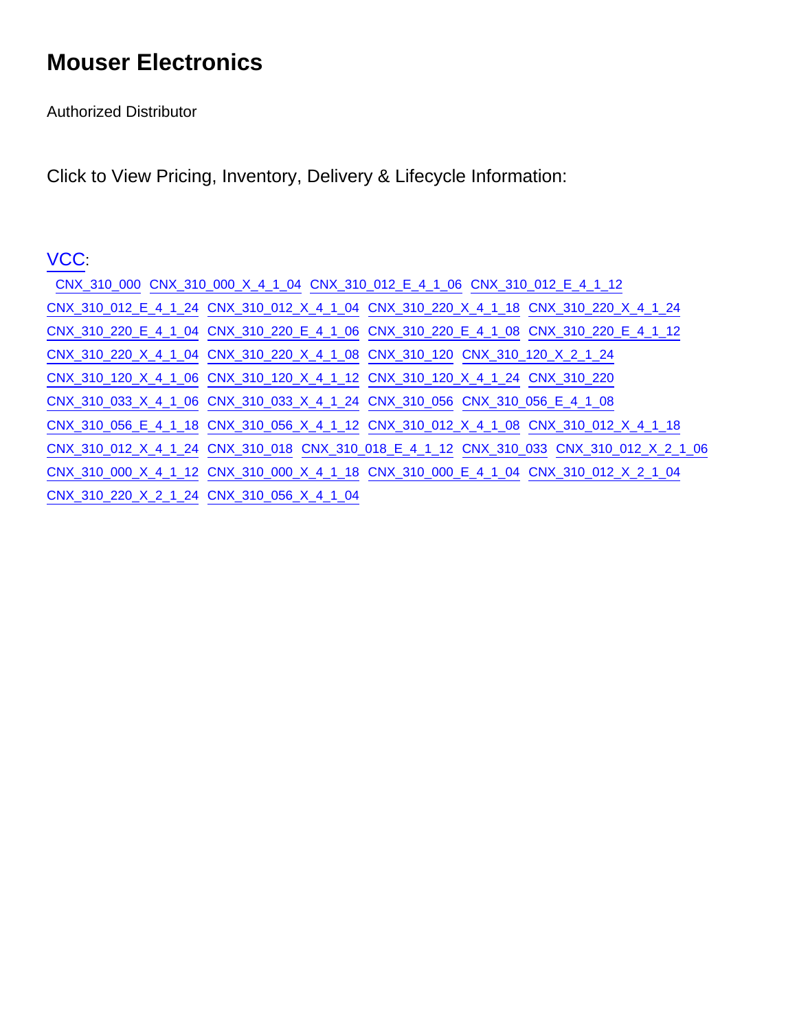# Mouser Electronics

Authorized Distributor

Click to View Pricing, Inventory, Delivery & Lifecycle Information:

VCC:

CNX_310_000 CNX_310_000_X_4_1_04 CNX_310_012_E_4_1_06 CNX_310_012_E_4_1_12 CNX_310_012_E_4_1_24 CNX_310_012_X_4_1_04 CNX_310_220_X_4_1_18 CNX_310_220_X_4_1_24 CNX_310_220_E_4_1_04 CNX_310_220_E_4_1_06 CNX_310_220_E_4_1_08 CNX_310_220_E_4_1_12 CNX_310_220_X_4_1_04 CNX_310_220_X_4_1_08 CNX_310_120 CNX_310_120_X_2_1_24 CNX_310_120_X_4_1_06 CNX_310_120_X_4_1_12 CNX_310_120_X_4_1_24 CNX_310_220 CNX_310_033_X_4_1_06 CNX_310_033_X_4_1_24 CNX_310_056 CNX_310_056_E_4_1_08 CNX_310_056_E_4_1_18 CNX_310_056_X_4_1_12 CNX_310_012_X_4_1_08 CNX_310_012_X_4_1_18 CNX_310_012_X_4_1_24 CNX_310_018 CNX_310_018_E_4_1_12 CNX_310_033 CNX_310_012_X_2_1_06 CNX_310_000_X_4_1_12 CNX_310_000_X_4_1_18 CNX_310_000_E_4_1_04 CNX_310_012_X_2_1_04 CNX_310_220_X_2_1_24 CNX_310_056_X_4_1_04